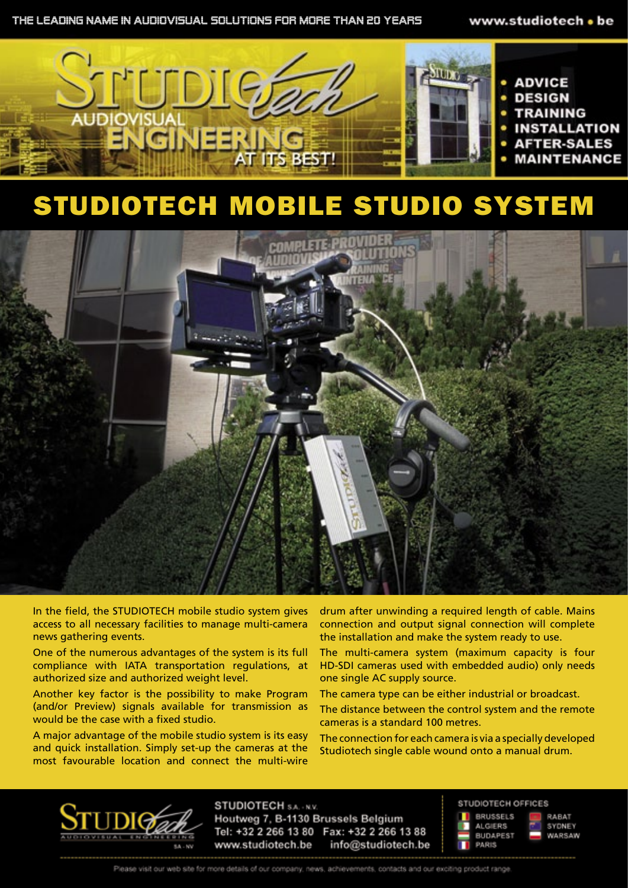THE LEADING NAME IN AUDIOVISUAL SOLUTIONS FOR MORE THAN 20 YEARS

www.studiotech.be

STUDIOtech AUDIOVISUAL ENGINEERING AT ITS BEST!

- ADVICE
- DESIGN
- TRAINING
- INSTALLATION
- AFTER-SALES
- MAINTENANCE

# STUDIOTECH MOBILE STUDIO SYSTEM

In the field, the STUDIOTECH mobile studio system gives access to all necessary facilities to manage multi-camera news gathering events.

One of the numerous advantages of the system is its full compliance with IATA transportation regulations, at authorized size and authorized weight level.

Another key factor is the possibility to make Program (and/or Preview) signals available for transmission as would be the case with a fixed studio.

A major advantage of the mobile studio system is its easy and quick installation. Simply set-up the cameras at the most favourable location and connect the multi-wire drum after unwinding a required length of cable. Mains connection and output signal connection will complete the installation and make the system ready to use.

The multi-camera system (maximum capacity is four HD-SDI cameras used with embedded audio) only needs one single AC supply source.

The camera type can be either industrial or broadcast.

The distance between the control system and the remote cameras is a standard 100 metres.

The connection for each camera is via a specially developed Studiotech single cable wound onto a manual drum.

**STUDIOTECH** S.A. - N.V.
Houtweg 7, B-1130 Brussels Belgium
Tel: +32 2 266 13 80 Fax: +32 2 266 13 88
www.studiotech.be info@studiotech.be

STUDIOTECH OFFICES

- BRUSSELS
- ALGIERS
- BUDAPEST
- PARIS
- RABAT
- SYDNEY
- WARSAW

Please visit our web site for more details of our company, news, achievements, contacts and our exciting product range.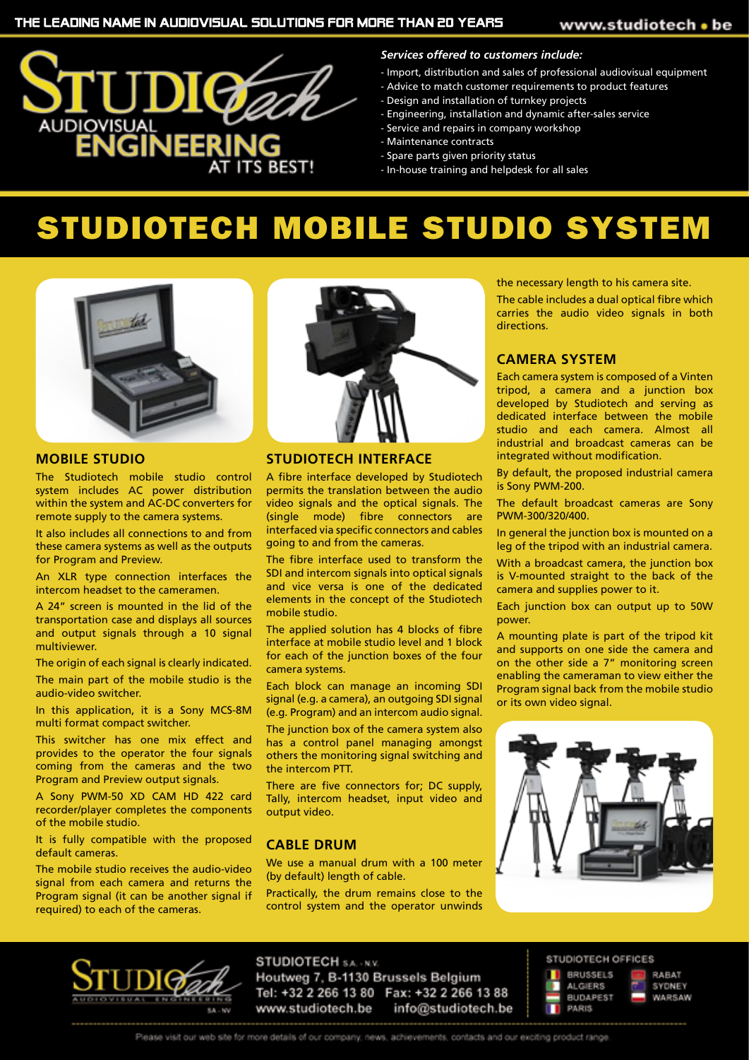THE LEADING NAME IN AUDIOVISUAL SOLUTIONS FOR MORE THAN 20 YEARS

www.studiotech.be

STUDIOTech AUDIOVISUAL ENGINEERING AT ITS BEST!

*Services offered to customers include:*

- Import, distribution and sales of professional audiovisual equipment
- Advice to match customer requirements to product features
- Design and installation of turnkey projects
- Engineering, installation and dynamic after-sales service
- Service and repairs in company workshop
- Maintenance contracts
- Spare parts given priority status
- In-house training and helpdesk for all sales

# STUDIOTECH MOBILE STUDIO SYSTEM

## MOBILE STUDIO

The Studiotech mobile studio control system includes AC power distribution within the system and AC-DC converters for remote supply to the camera systems.

It also includes all connections to and from these camera systems as well as the outputs for Program and Preview.

An XLR type connection interfaces the intercom headset to the cameramen.

A 24" screen is mounted in the lid of the transportation case and displays all sources and output signals through a 10 signal multiviewer.

The origin of each signal is clearly indicated.

The main part of the mobile studio is the audio-video switcher.

In this application, it is a Sony MCS-8M multi format compact switcher.

This switcher has one mix effect and provides to the operator the four signals coming from the cameras and the two Program and Preview output signals.

A Sony PWM-50 XD CAM HD 422 card recorder/player completes the components of the mobile studio.

It is fully compatible with the proposed default cameras.

The mobile studio receives the audio-video signal from each camera and returns the Program signal (it can be another signal if required) to each of the cameras.

## STUDIOTECH INTERFACE

A fibre interface developed by Studiotech permits the translation between the audio video signals and the optical signals. The (single mode) fibre connectors are interfaced via specific connectors and cables going to and from the cameras.

The fibre interface used to transform the SDI and intercom signals into optical signals and vice versa is one of the dedicated elements in the concept of the Studiotech mobile studio.

The applied solution has 4 blocks of fibre interface at mobile studio level and 1 block for each of the junction boxes of the four camera systems.

Each block can manage an incoming SDI signal (e.g. a camera), an outgoing SDI signal (e.g. Program) and an intercom audio signal.

The junction box of the camera system also has a control panel managing amongst others the monitoring signal switching and the intercom PTT.

There are five connectors for; DC supply, Tally, intercom headset, input video and output video.

## CABLE DRUM

We use a manual drum with a 100 meter (by default) length of cable.

Practically, the drum remains close to the control system and the operator unwinds the necessary length to his camera site.

The cable includes a dual optical fibre which carries the audio video signals in both directions.

## CAMERA SYSTEM

Each camera system is composed of a Vinten tripod, a camera and a junction box developed by Studiotech and serving as dedicated interface between the mobile studio and each camera. Almost all industrial and broadcast cameras can be integrated without modification.

By default, the proposed industrial camera is Sony PWM-200.

The default broadcast cameras are Sony PWM-300/320/400.

In general the junction box is mounted on a leg of the tripod with an industrial camera.

With a broadcast camera, the junction box is V-mounted straight to the back of the camera and supplies power to it.

Each junction box can output up to 50W power.

A mounting plate is part of the tripod kit and supports on one side the camera and on the other side a 7" monitoring screen enabling the cameraman to view either the Program signal back from the mobile studio or its own video signal.

STUDIOTECH S.A. - N.V.
Houtweg 7, B-1130 Brussels Belgium
Tel: +32 2 266 13 80 Fax: +32 2 266 13 88
www.studiotech.be info@studiotech.be

STUDIOTECH OFFICES
BRUSSELS, ALGIERS, BUDAPEST, PARIS, RABAT, SYDNEY, WARSAW

Please visit our web site for more details of our company, news, achievements, contacts and our exciting product range.